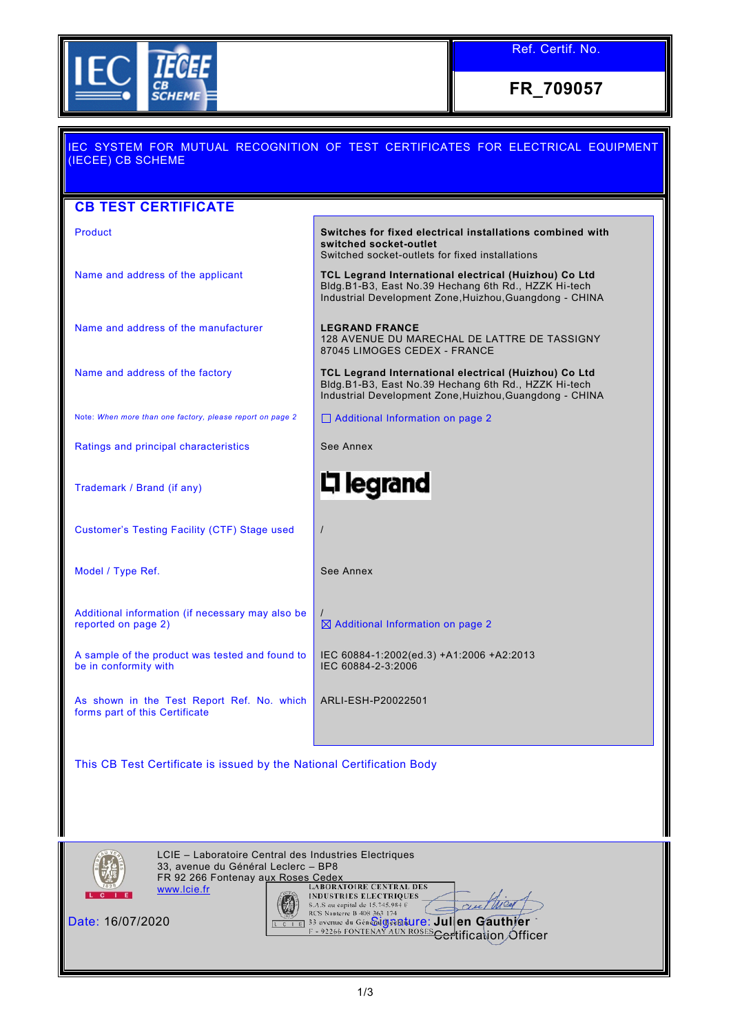IEC IECEE CB SCHEME

| Ref. Certif. No. |
| --- |
| **FR_709057** |

## IEC SYSTEM FOR MUTUAL RECOGNITION OF TEST CERTIFICATES FOR ELECTRICAL EQUIPMENT (IECEE) CB SCHEME

## CB TEST CERTIFICATE

| | |
| --- | --- |
| Product | **Switches for fixed electrical installations combined with switched socket-outlet**<br>Switched socket-outlets for fixed installations |
| Name and address of the applicant | **TCL Legrand International electrical (Huizhou) Co Ltd**<br>Bldg.B1-B3, East No.39 Hechang 6th Rd., HZZK Hi-tech Industrial Development Zone,Huizhou,Guangdong - CHINA |
| Name and address of the manufacturer | **LEGRAND FRANCE**<br>128 AVENUE DU MARECHAL DE LATTRE DE TASSIGNY<br>87045 LIMOGES CEDEX - FRANCE |
| Name and address of the factory | **TCL Legrand International electrical (Huizhou) Co Ltd**<br>Bldg.B1-B3, East No.39 Hechang 6th Rd., HZZK Hi-tech Industrial Development Zone,Huizhou,Guangdong - CHINA |
| Note: *When more than one factory, please report on page 2* | ☐ Additional Information on page 2 |
| Ratings and principal characteristics | See Annex |
| Trademark / Brand (if any) | legrand |
| Customer's Testing Facility (CTF) Stage used | / |
| Model / Type Ref. | See Annex |
| Additional information (if necessary may also be reported on page 2) | /<br>☒ Additional Information on page 2 |
| A sample of the product was tested and found to be in conformity with | IEC 60884-1:2002(ed.3) +A1:2006 +A2:2013<br>IEC 60884-2-3:2006 |
| As shown in the Test Report Ref. No. which forms part of this Certificate | ARLI-ESH-P20022501 |

This CB Test Certificate is issued by the National Certification Body

LCIE – Laboratoire Central des Industries Electriques
33, avenue du Général Leclerc – BP8
FR 92 266 Fontenay aux Roses Cedex
www.lcie.fr

LABORATOIRE CENTRAL DES INDUSTRIES ELECTRIQUES
S.A.S au capital de 15.745.984 €
RCS Nanterre B 408 363 174
33 avenue du Général Leclerc
F - 92266 FONTENAY AUX ROSES

Date: 16/07/2020

Signature: Julien Gauthier
Certification Officer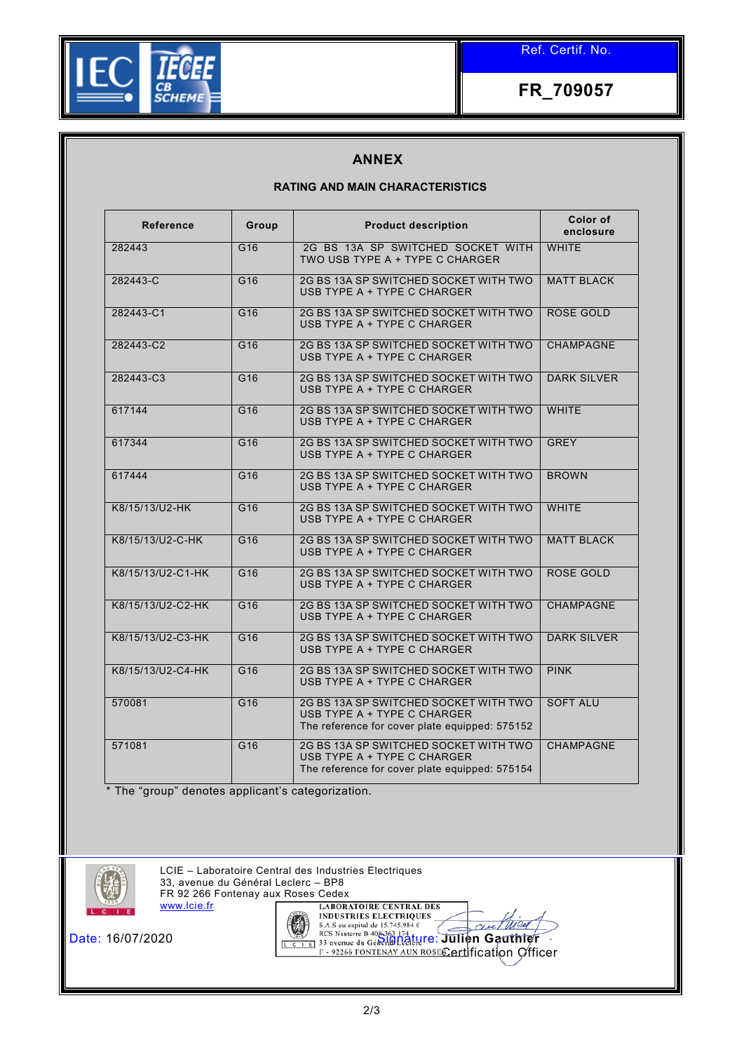IEC IECEE CB SCHEME

Ref. Certif. No.

**FR_709057**

## ANNEX

### RATING AND MAIN CHARACTERISTICS

| Reference | Group | Product description | Color of enclosure |
|---|---|---|---|
| 282443 | G16 | 2G BS 13A SP SWITCHED SOCKET WITH TWO USB TYPE A + TYPE C CHARGER | WHITE |
| 282443-C | G16 | 2G BS 13A SP SWITCHED SOCKET WITH TWO USB TYPE A + TYPE C CHARGER | MATT BLACK |
| 282443-C1 | G16 | 2G BS 13A SP SWITCHED SOCKET WITH TWO USB TYPE A + TYPE C CHARGER | ROSE GOLD |
| 282443-C2 | G16 | 2G BS 13A SP SWITCHED SOCKET WITH TWO USB TYPE A + TYPE C CHARGER | CHAMPAGNE |
| 282443-C3 | G16 | 2G BS 13A SP SWITCHED SOCKET WITH TWO USB TYPE A + TYPE C CHARGER | DARK SILVER |
| 617144 | G16 | 2G BS 13A SP SWITCHED SOCKET WITH TWO USB TYPE A + TYPE C CHARGER | WHITE |
| 617344 | G16 | 2G BS 13A SP SWITCHED SOCKET WITH TWO USB TYPE A + TYPE C CHARGER | GREY |
| 617444 | G16 | 2G BS 13A SP SWITCHED SOCKET WITH TWO USB TYPE A + TYPE C CHARGER | BROWN |
| K8/15/13/U2-HK | G16 | 2G BS 13A SP SWITCHED SOCKET WITH TWO USB TYPE A + TYPE C CHARGER | WHITE |
| K8/15/13/U2-C-HK | G16 | 2G BS 13A SP SWITCHED SOCKET WITH TWO USB TYPE A + TYPE C CHARGER | MATT BLACK |
| K8/15/13/U2-C1-HK | G16 | 2G BS 13A SP SWITCHED SOCKET WITH TWO USB TYPE A + TYPE C CHARGER | ROSE GOLD |
| K8/15/13/U2-C2-HK | G16 | 2G BS 13A SP SWITCHED SOCKET WITH TWO USB TYPE A + TYPE C CHARGER | CHAMPAGNE |
| K8/15/13/U2-C3-HK | G16 | 2G BS 13A SP SWITCHED SOCKET WITH TWO USB TYPE A + TYPE C CHARGER | DARK SILVER |
| K8/15/13/U2-C4-HK | G16 | 2G BS 13A SP SWITCHED SOCKET WITH TWO USB TYPE A + TYPE C CHARGER | PINK |
| 570081 | G16 | 2G BS 13A SP SWITCHED SOCKET WITH TWO USB TYPE A + TYPE C CHARGER The reference for cover plate equipped: 575152 | SOFT ALU |
| 571081 | G16 | 2G BS 13A SP SWITCHED SOCKET WITH TWO USB TYPE A + TYPE C CHARGER The reference for cover plate equipped: 575154 | CHAMPAGNE |

* The "group" denotes applicant's categorization.

LCIE – Laboratoire Central des Industries Electriques
33, avenue du Général Leclerc – BP8
FR 92 266 Fontenay aux Roses Cedex
www.lcie.fr

LABORATOIRE CENTRAL DES INDUSTRIES ELECTRIQUES
S.A.S au capital de 15.745.984 €
RCS Nanterre B 408 363 174
33 avenue du Général Leclerc
F - 92266 FONTENAY AUX ROSES

Date: 16/07/2020

Signature: Julien Gauthier
Certification Officer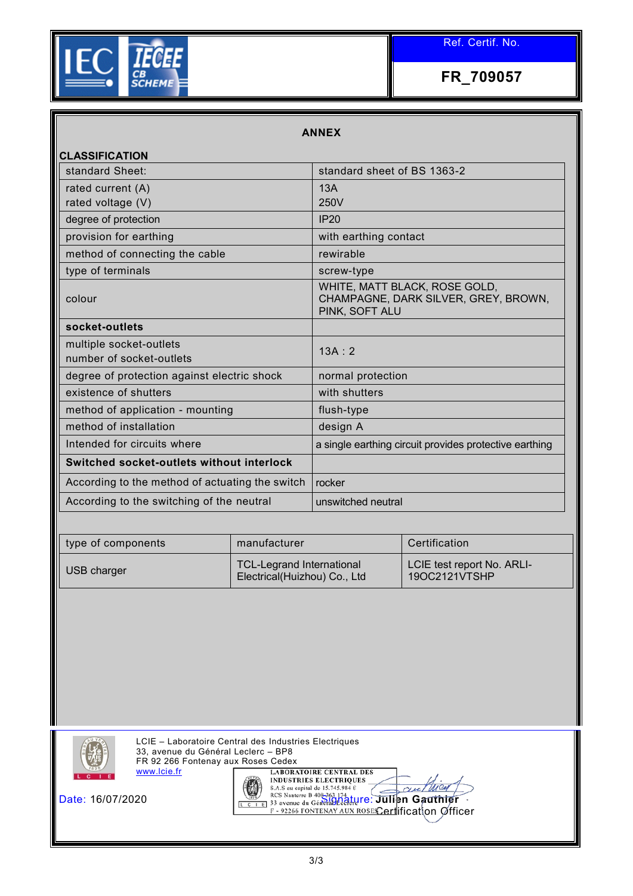IEC IECEE CB SCHEME

Ref. Certif. No.

**FR_709057**

## ANNEX

**CLASSIFICATION**

| | |
|---|---|
| standard Sheet: | standard sheet of BS 1363-2 |
| rated current (A)<br>rated voltage (V) | 13A<br>250V |
| degree of protection | IP20 |
| provision for earthing | with earthing contact |
| method of connecting the cable | rewirable |
| type of terminals | screw-type |
| colour | WHITE, MATT BLACK, ROSE GOLD, CHAMPAGNE, DARK SILVER, GREY, BROWN, PINK, SOFT ALU |
| **socket-outlets** | |
| multiple socket-outlets<br>number of socket-outlets | 13A : 2 |
| degree of protection against electric shock | normal protection |
| existence of shutters | with shutters |
| method of application - mounting | flush-type |
| method of installation | design A |
| Intended for circuits where | a single earthing circuit provides protective earthing |
| **Switched socket-outlets without interlock** | |
| According to the method of actuating the switch | rocker |
| According to the switching of the neutral | unswitched neutral |

| type of components | manufacturer | Certification |
|---|---|---|
| USB charger | TCL-Legrand International Electrical(Huizhou) Co., Ltd | LCIE test report No. ARLI-19OC2121VTSHP |

LCIE – Laboratoire Central des Industries Electriques
33, avenue du Général Leclerc – BP8
FR 92 266 Fontenay aux Roses Cedex
www.lcie.fr

LABORATOIRE CENTRAL DES INDUSTRIES ELECTRIQUES
S.A.S au capital de 15.745.984 €
RCS Nanterre B 408 363 174
33 avenue du Général Leclerc
F - 92266 FONTENAY AUX ROSES

Date: 16/07/2020

Signature: Julien Gauthier
Certification Officer